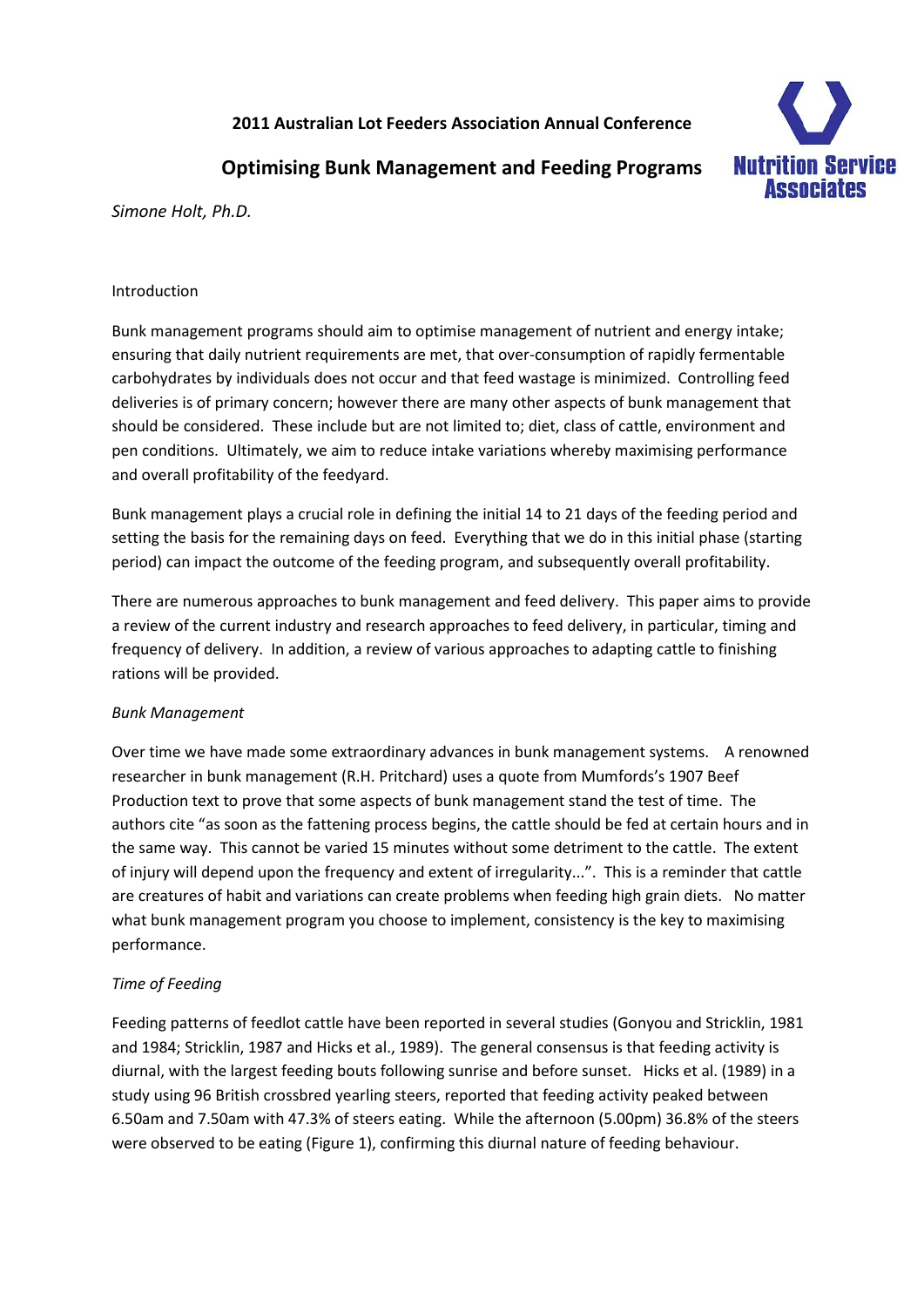**2011 Australian Lot Feeders Association Annual Conference**

# Optimising Bunk Management and Feeding Programs

Nutrition Service Associates

*Simone Holt, Ph.D.*

Introduction

Bunk management programs should aim to optimise management of nutrient and energy intake; ensuring that daily nutrient requirements are met, that over-consumption of rapidly fermentable carbohydrates by individuals does not occur and that feed wastage is minimized. Controlling feed deliveries is of primary concern; however there are many other aspects of bunk management that should be considered. These include but are not limited to; diet, class of cattle, environment and pen conditions. Ultimately, we aim to reduce intake variations whereby maximising performance and overall profitability of the feedyard.

Bunk management plays a crucial role in defining the initial 14 to 21 days of the feeding period and setting the basis for the remaining days on feed. Everything that we do in this initial phase (starting period) can impact the outcome of the feeding program, and subsequently overall profitability.

There are numerous approaches to bunk management and feed delivery. This paper aims to provide a review of the current industry and research approaches to feed delivery, in particular, timing and frequency of delivery. In addition, a review of various approaches to adapting cattle to finishing rations will be provided.

*Bunk Management*

Over time we have made some extraordinary advances in bunk management systems. A renowned researcher in bunk management (R.H. Pritchard) uses a quote from Mumfords's 1907 Beef Production text to prove that some aspects of bunk management stand the test of time. The authors cite "as soon as the fattening process begins, the cattle should be fed at certain hours and in the same way. This cannot be varied 15 minutes without some detriment to the cattle. The extent of injury will depend upon the frequency and extent of irregularity...". This is a reminder that cattle are creatures of habit and variations can create problems when feeding high grain diets. No matter what bunk management program you choose to implement, consistency is the key to maximising performance.

*Time of Feeding*

Feeding patterns of feedlot cattle have been reported in several studies (Gonyou and Stricklin, 1981 and 1984; Stricklin, 1987 and Hicks et al., 1989). The general consensus is that feeding activity is diurnal, with the largest feeding bouts following sunrise and before sunset. Hicks et al. (1989) in a study using 96 British crossbred yearling steers, reported that feeding activity peaked between 6.50am and 7.50am with 47.3% of steers eating. While the afternoon (5.00pm) 36.8% of the steers were observed to be eating (Figure 1), confirming this diurnal nature of feeding behaviour.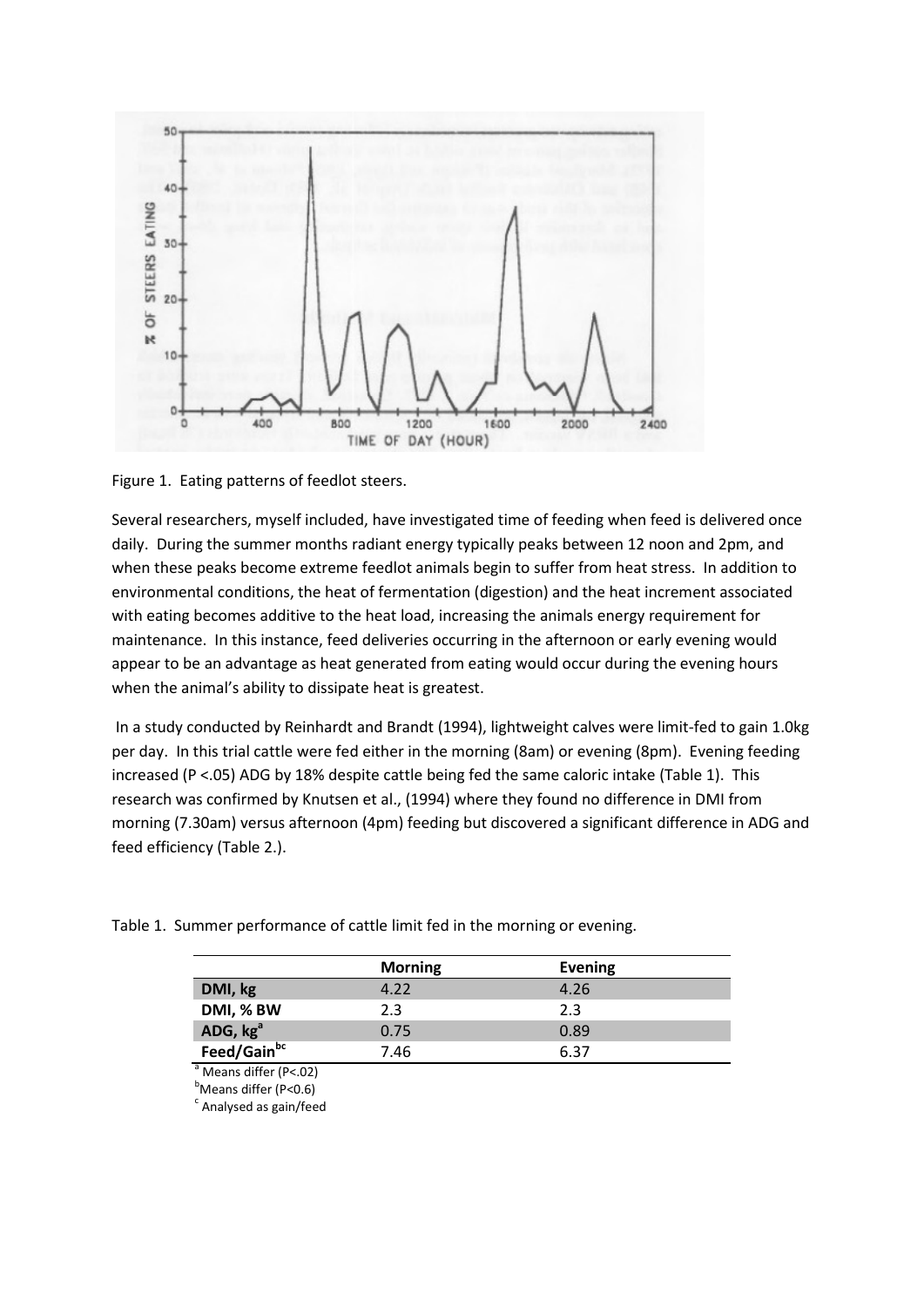50
40
30
20
10
0
% OF STEERS EATING
0
400
800
1200
1600
2000
2400
TIME OF DAY (HOUR)

Figure 1. Eating patterns of feedlot steers.

Several researchers, myself included, have investigated time of feeding when feed is delivered once daily. During the summer months radiant energy typically peaks between 12 noon and 2pm, and when these peaks become extreme feedlot animals begin to suffer from heat stress. In addition to environmental conditions, the heat of fermentation (digestion) and the heat increment associated with eating becomes additive to the heat load, increasing the animals energy requirement for maintenance. In this instance, feed deliveries occurring in the afternoon or early evening would appear to be an advantage as heat generated from eating would occur during the evening hours when the animal's ability to dissipate heat is greatest.

In a study conducted by Reinhardt and Brandt (1994), lightweight calves were limit-fed to gain 1.0kg per day. In this trial cattle were fed either in the morning (8am) or evening (8pm). Evening feeding increased (P <.05) ADG by 18% despite cattle being fed the same caloric intake (Table 1). This research was confirmed by Knutsen et al., (1994) where they found no difference in DMI from morning (7.30am) versus afternoon (4pm) feeding but discovered a significant difference in ADG and feed efficiency (Table 2.).

Table 1. Summer performance of cattle limit fed in the morning or evening.

| | **Morning** | **Evening** |
|---|---|---|
| **DMI, kg** | 4.22 | 4.26 |
| **DMI, % BW** | 2.3 | 2.3 |
| **ADG, kg**[a] | 0.75 | 0.89 |
| **Feed/Gain**[bc] | 7.46 | 6.37 |

[a] Means differ (P<.02)
[b] Means differ (P<0.6)
[c] Analysed as gain/feed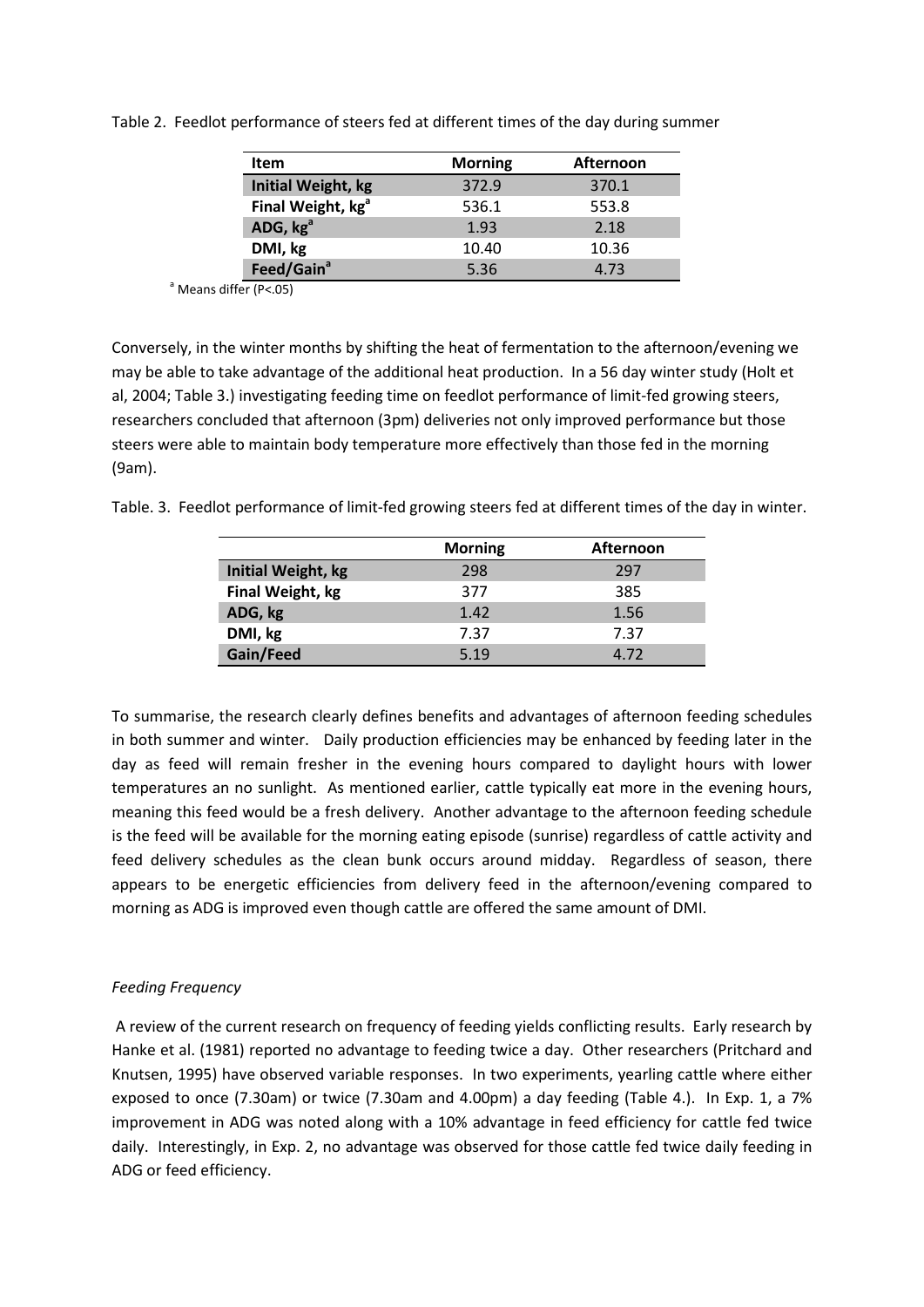Table 2. Feedlot performance of steers fed at different times of the day during summer

| Item | Morning | Afternoon |
|---|---|---|
| **Initial Weight, kg** | 372.9 | 370.1 |
| **Final Weight, kg**[a] | 536.1 | 553.8 |
| **ADG, kg**[a] | 1.93 | 2.18 |
| **DMI, kg** | 10.40 | 10.36 |
| **Feed/Gain**[a] | 5.36 | 4.73 |

[a] Means differ ($P<.05$)

Conversely, in the winter months by shifting the heat of fermentation to the afternoon/evening we may be able to take advantage of the additional heat production. In a 56 day winter study (Holt et al, 2004; Table 3.) investigating feeding time on feedlot performance of limit-fed growing steers, researchers concluded that afternoon (3pm) deliveries not only improved performance but those steers were able to maintain body temperature more effectively than those fed in the morning (9am).

Table. 3. Feedlot performance of limit-fed growing steers fed at different times of the day in winter.

| | Morning | Afternoon |
|---|---|---|
| **Initial Weight, kg** | 298 | 297 |
| **Final Weight, kg** | 377 | 385 |
| **ADG, kg** | 1.42 | 1.56 |
| **DMI, kg** | 7.37 | 7.37 |
| **Gain/Feed** | 5.19 | 4.72 |

To summarise, the research clearly defines benefits and advantages of afternoon feeding schedules in both summer and winter. Daily production efficiencies may be enhanced by feeding later in the day as feed will remain fresher in the evening hours compared to daylight hours with lower temperatures an no sunlight. As mentioned earlier, cattle typically eat more in the evening hours, meaning this feed would be a fresh delivery. Another advantage to the afternoon feeding schedule is the feed will be available for the morning eating episode (sunrise) regardless of cattle activity and feed delivery schedules as the clean bunk occurs around midday. Regardless of season, there appears to be energetic efficiencies from delivery feed in the afternoon/evening compared to morning as ADG is improved even though cattle are offered the same amount of DMI.

*Feeding Frequency*

A review of the current research on frequency of feeding yields conflicting results. Early research by Hanke et al. (1981) reported no advantage to feeding twice a day. Other researchers (Pritchard and Knutsen, 1995) have observed variable responses. In two experiments, yearling cattle where either exposed to once (7.30am) or twice (7.30am and 4.00pm) a day feeding (Table 4.). In Exp. 1, a 7% improvement in ADG was noted along with a 10% advantage in feed efficiency for cattle fed twice daily. Interestingly, in Exp. 2, no advantage was observed for those cattle fed twice daily feeding in ADG or feed efficiency.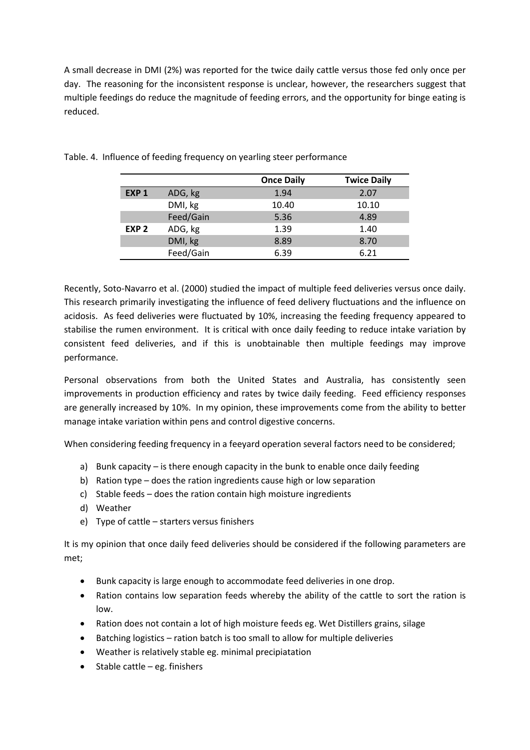A small decrease in DMI (2%) was reported for the twice daily cattle versus those fed only once per day. The reasoning for the inconsistent response is unclear, however, the researchers suggest that multiple feedings do reduce the magnitude of feeding errors, and the opportunity for binge eating is reduced.

Table. 4. Influence of feeding frequency on yearling steer performance

| | | Once Daily | Twice Daily |
|---|---|---|---|
| **EXP 1** | ADG, kg | 1.94 | 2.07 |
| | DMI, kg | 10.40 | 10.10 |
| | Feed/Gain | 5.36 | 4.89 |
| **EXP 2** | ADG, kg | 1.39 | 1.40 |
| | DMI, kg | 8.89 | 8.70 |
| | Feed/Gain | 6.39 | 6.21 |

Recently, Soto-Navarro et al. (2000) studied the impact of multiple feed deliveries versus once daily. This research primarily investigating the influence of feed delivery fluctuations and the influence on acidosis. As feed deliveries were fluctuated by 10%, increasing the feeding frequency appeared to stabilise the rumen environment. It is critical with once daily feeding to reduce intake variation by consistent feed deliveries, and if this is unobtainable then multiple feedings may improve performance.

Personal observations from both the United States and Australia, has consistently seen improvements in production efficiency and rates by twice daily feeding. Feed efficiency responses are generally increased by 10%. In my opinion, these improvements come from the ability to better manage intake variation within pens and control digestive concerns.

When considering feeding frequency in a feeyard operation several factors need to be considered;

a) Bunk capacity – is there enough capacity in the bunk to enable once daily feeding
b) Ration type – does the ration ingredients cause high or low separation
c) Stable feeds – does the ration contain high moisture ingredients
d) Weather
e) Type of cattle – starters versus finishers

It is my opinion that once daily feed deliveries should be considered if the following parameters are met;

- Bunk capacity is large enough to accommodate feed deliveries in one drop.
- Ration contains low separation feeds whereby the ability of the cattle to sort the ration is low.
- Ration does not contain a lot of high moisture feeds eg. Wet Distillers grains, silage
- Batching logistics – ration batch is too small to allow for multiple deliveries
- Weather is relatively stable eg. minimal precipiatation
- Stable cattle – eg. finishers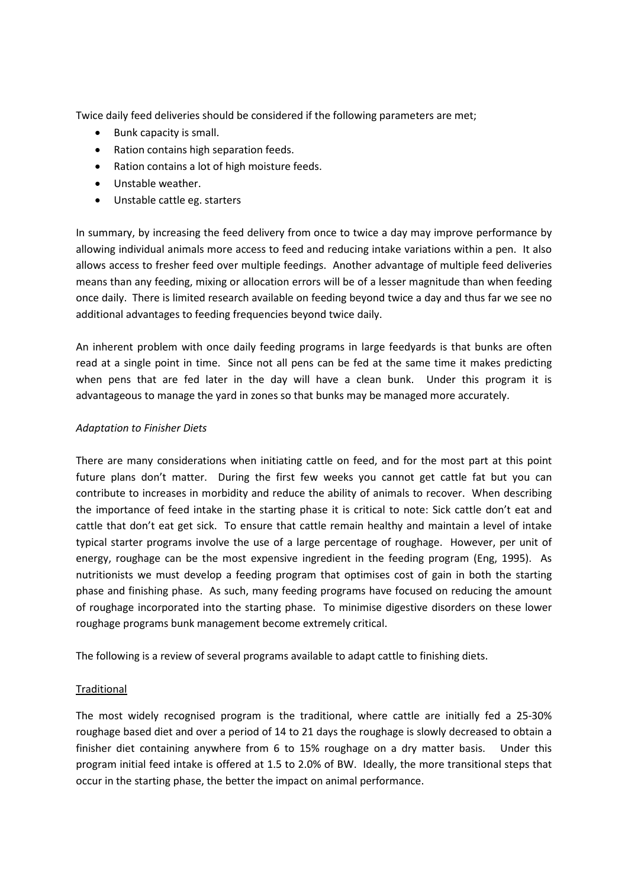Twice daily feed deliveries should be considered if the following parameters are met;

- Bunk capacity is small.
- Ration contains high separation feeds.
- Ration contains a lot of high moisture feeds.
- Unstable weather.
- Unstable cattle eg. starters

In summary, by increasing the feed delivery from once to twice a day may improve performance by allowing individual animals more access to feed and reducing intake variations within a pen. It also allows access to fresher feed over multiple feedings. Another advantage of multiple feed deliveries means than any feeding, mixing or allocation errors will be of a lesser magnitude than when feeding once daily. There is limited research available on feeding beyond twice a day and thus far we see no additional advantages to feeding frequencies beyond twice daily.

An inherent problem with once daily feeding programs in large feedyards is that bunks are often read at a single point in time. Since not all pens can be fed at the same time it makes predicting when pens that are fed later in the day will have a clean bunk. Under this program it is advantageous to manage the yard in zones so that bunks may be managed more accurately.

*Adaptation to Finisher Diets*

There are many considerations when initiating cattle on feed, and for the most part at this point future plans don't matter. During the first few weeks you cannot get cattle fat but you can contribute to increases in morbidity and reduce the ability of animals to recover. When describing the importance of feed intake in the starting phase it is critical to note: Sick cattle don't eat and cattle that don't eat get sick. To ensure that cattle remain healthy and maintain a level of intake typical starter programs involve the use of a large percentage of roughage. However, per unit of energy, roughage can be the most expensive ingredient in the feeding program (Eng, 1995). As nutritionists we must develop a feeding program that optimises cost of gain in both the starting phase and finishing phase. As such, many feeding programs have focused on reducing the amount of roughage incorporated into the starting phase. To minimise digestive disorders on these lower roughage programs bunk management become extremely critical.

The following is a review of several programs available to adapt cattle to finishing diets.

<u>Traditional</u>

The most widely recognised program is the traditional, where cattle are initially fed a 25-30% roughage based diet and over a period of 14 to 21 days the roughage is slowly decreased to obtain a finisher diet containing anywhere from 6 to 15% roughage on a dry matter basis. Under this program initial feed intake is offered at 1.5 to 2.0% of BW. Ideally, the more transitional steps that occur in the starting phase, the better the impact on animal performance.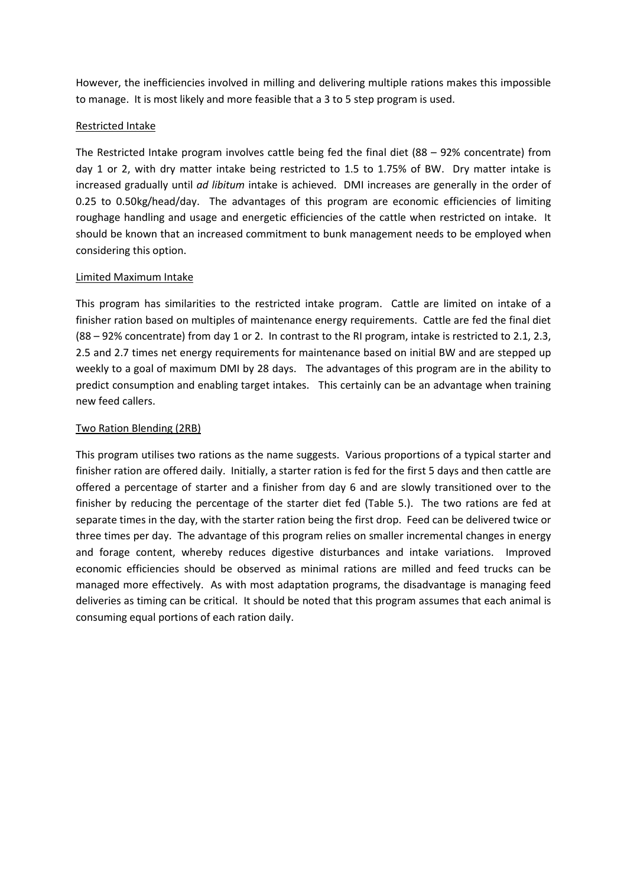However, the inefficiencies involved in milling and delivering multiple rations makes this impossible to manage. It is most likely and more feasible that a 3 to 5 step program is used.

<u>Restricted Intake</u>

The Restricted Intake program involves cattle being fed the final diet (88 – 92% concentrate) from day 1 or 2, with dry matter intake being restricted to 1.5 to 1.75% of BW. Dry matter intake is increased gradually until *ad libitum* intake is achieved. DMI increases are generally in the order of 0.25 to 0.50kg/head/day. The advantages of this program are economic efficiencies of limiting roughage handling and usage and energetic efficiencies of the cattle when restricted on intake. It should be known that an increased commitment to bunk management needs to be employed when considering this option.

<u>Limited Maximum Intake</u>

This program has similarities to the restricted intake program. Cattle are limited on intake of a finisher ration based on multiples of maintenance energy requirements. Cattle are fed the final diet (88 – 92% concentrate) from day 1 or 2. In contrast to the RI program, intake is restricted to 2.1, 2.3, 2.5 and 2.7 times net energy requirements for maintenance based on initial BW and are stepped up weekly to a goal of maximum DMI by 28 days. The advantages of this program are in the ability to predict consumption and enabling target intakes. This certainly can be an advantage when training new feed callers.

<u>Two Ration Blending (2RB)</u>

This program utilises two rations as the name suggests. Various proportions of a typical starter and finisher ration are offered daily. Initially, a starter ration is fed for the first 5 days and then cattle are offered a percentage of starter and a finisher from day 6 and are slowly transitioned over to the finisher by reducing the percentage of the starter diet fed (Table 5.). The two rations are fed at separate times in the day, with the starter ration being the first drop. Feed can be delivered twice or three times per day. The advantage of this program relies on smaller incremental changes in energy and forage content, whereby reduces digestive disturbances and intake variations. Improved economic efficiencies should be observed as minimal rations are milled and feed trucks can be managed more effectively. As with most adaptation programs, the disadvantage is managing feed deliveries as timing can be critical. It should be noted that this program assumes that each animal is consuming equal portions of each ration daily.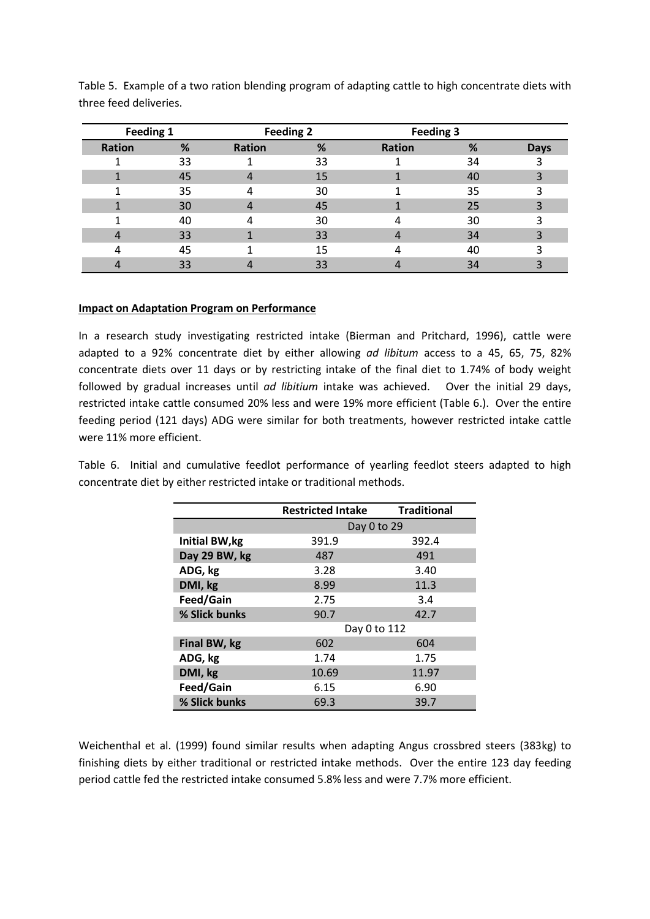Table 5. Example of a two ration blending program of adapting cattle to high concentrate diets with three feed deliveries.

| Feeding 1 | | Feeding 2 | | Feeding 3 | | |
|---|---|---|---|---|---|---|
| **Ration** | **%** | **Ration** | **%** | **Ration** | **%** | **Days** |
| 1 | 33 | 1 | 33 | 1 | 34 | 3 |
| 1 | 45 | 4 | 15 | 1 | 40 | 3 |
| 1 | 35 | 4 | 30 | 1 | 35 | 3 |
| 1 | 30 | 4 | 45 | 1 | 25 | 3 |
| 1 | 40 | 4 | 30 | 4 | 30 | 3 |
| 4 | 33 | 1 | 33 | 4 | 34 | 3 |
| 4 | 45 | 1 | 15 | 4 | 40 | 3 |
| 4 | 33 | 4 | 33 | 4 | 34 | 3 |

**Impact on Adaptation Program on Performance**

In a research study investigating restricted intake (Bierman and Pritchard, 1996), cattle were adapted to a 92% concentrate diet by either allowing *ad libitum* access to a 45, 65, 75, 82% concentrate diets over 11 days or by restricting intake of the final diet to 1.74% of body weight followed by gradual increases until *ad libitium* intake was achieved. Over the initial 29 days, restricted intake cattle consumed 20% less and were 19% more efficient (Table 6.). Over the entire feeding period (121 days) ADG were similar for both treatments, however restricted intake cattle were 11% more efficient.

Table 6. Initial and cumulative feedlot performance of yearling feedlot steers adapted to high concentrate diet by either restricted intake or traditional methods.

| | Restricted Intake | Traditional |
|---|---|---|
| | Day 0 to 29 | |
| **Initial BW,kg** | 391.9 | 392.4 |
| **Day 29 BW, kg** | 487 | 491 |
| **ADG, kg** | 3.28 | 3.40 |
| **DMI, kg** | 8.99 | 11.3 |
| **Feed/Gain** | 2.75 | 3.4 |
| **% Slick bunks** | 90.7 | 42.7 |
| | Day 0 to 112 | |
| **Final BW, kg** | 602 | 604 |
| **ADG, kg** | 1.74 | 1.75 |
| **DMI, kg** | 10.69 | 11.97 |
| **Feed/Gain** | 6.15 | 6.90 |
| **% Slick bunks** | 69.3 | 39.7 |

Weichenthal et al. (1999) found similar results when adapting Angus crossbred steers (383kg) to finishing diets by either traditional or restricted intake methods. Over the entire 123 day feeding period cattle fed the restricted intake consumed 5.8% less and were 7.7% more efficient.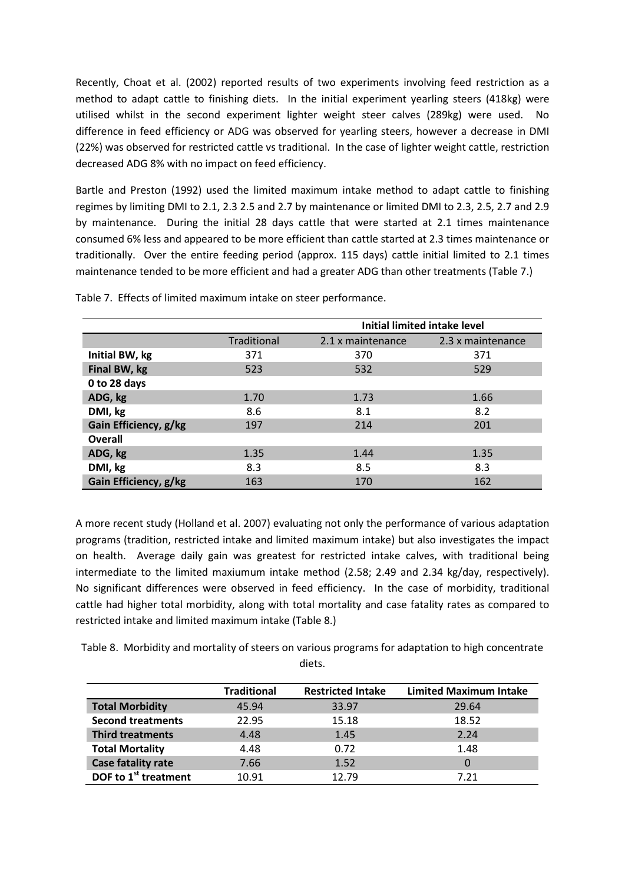Recently, Choat et al. (2002) reported results of two experiments involving feed restriction as a method to adapt cattle to finishing diets. In the initial experiment yearling steers (418kg) were utilised whilst in the second experiment lighter weight steer calves (289kg) were used. No difference in feed efficiency or ADG was observed for yearling steers, however a decrease in DMI (22%) was observed for restricted cattle vs traditional. In the case of lighter weight cattle, restriction decreased ADG 8% with no impact on feed efficiency.

Bartle and Preston (1992) used the limited maximum intake method to adapt cattle to finishing regimes by limiting DMI to 2.1, 2.3 2.5 and 2.7 by maintenance or limited DMI to 2.3, 2.5, 2.7 and 2.9 by maintenance. During the initial 28 days cattle that were started at 2.1 times maintenance consumed 6% less and appeared to be more efficient than cattle started at 2.3 times maintenance or traditionally. Over the entire feeding period (approx. 115 days) cattle initial limited to 2.1 times maintenance tended to be more efficient and had a greater ADG than other treatments (Table 7.)

Table 7. Effects of limited maximum intake on steer performance.

| | | **Initial limited intake level** | |
|---|---|---|---|
| | Traditional | 2.1 x maintenance | 2.3 x maintenance |
| **Initial BW, kg** | 371 | 370 | 371 |
| **Final BW, kg** | 523 | 532 | 529 |
| **0 to 28 days** | | | |
| **ADG, kg** | 1.70 | 1.73 | 1.66 |
| **DMI, kg** | 8.6 | 8.1 | 8.2 |
| **Gain Efficiency, g/kg** | 197 | 214 | 201 |
| **Overall** | | | |
| **ADG, kg** | 1.35 | 1.44 | 1.35 |
| **DMI, kg** | 8.3 | 8.5 | 8.3 |
| **Gain Efficiency, g/kg** | 163 | 170 | 162 |

A more recent study (Holland et al. 2007) evaluating not only the performance of various adaptation programs (tradition, restricted intake and limited maximum intake) but also investigates the impact on health. Average daily gain was greatest for restricted intake calves, with traditional being intermediate to the limited maxiumum intake method (2.58; 2.49 and 2.34 kg/day, respectively). No significant differences were observed in feed efficiency. In the case of morbidity, traditional cattle had higher total morbidity, along with total mortality and case fatality rates as compared to restricted intake and limited maximum intake (Table 8.)

Table 8. Morbidity and mortality of steers on various programs for adaptation to high concentrate diets.

| | **Traditional** | **Restricted Intake** | **Limited Maximum Intake** |
|---|---|---|---|
| **Total Morbidity** | 45.94 | 33.97 | 29.64 |
| **Second treatments** | 22.95 | 15.18 | 18.52 |
| **Third treatments** | 4.48 | 1.45 | 2.24 |
| **Total Mortality** | 4.48 | 0.72 | 1.48 |
| **Case fatality rate** | 7.66 | 1.52 | 0 |
| **DOF to 1$^{st}$ treatment** | 10.91 | 12.79 | 7.21 |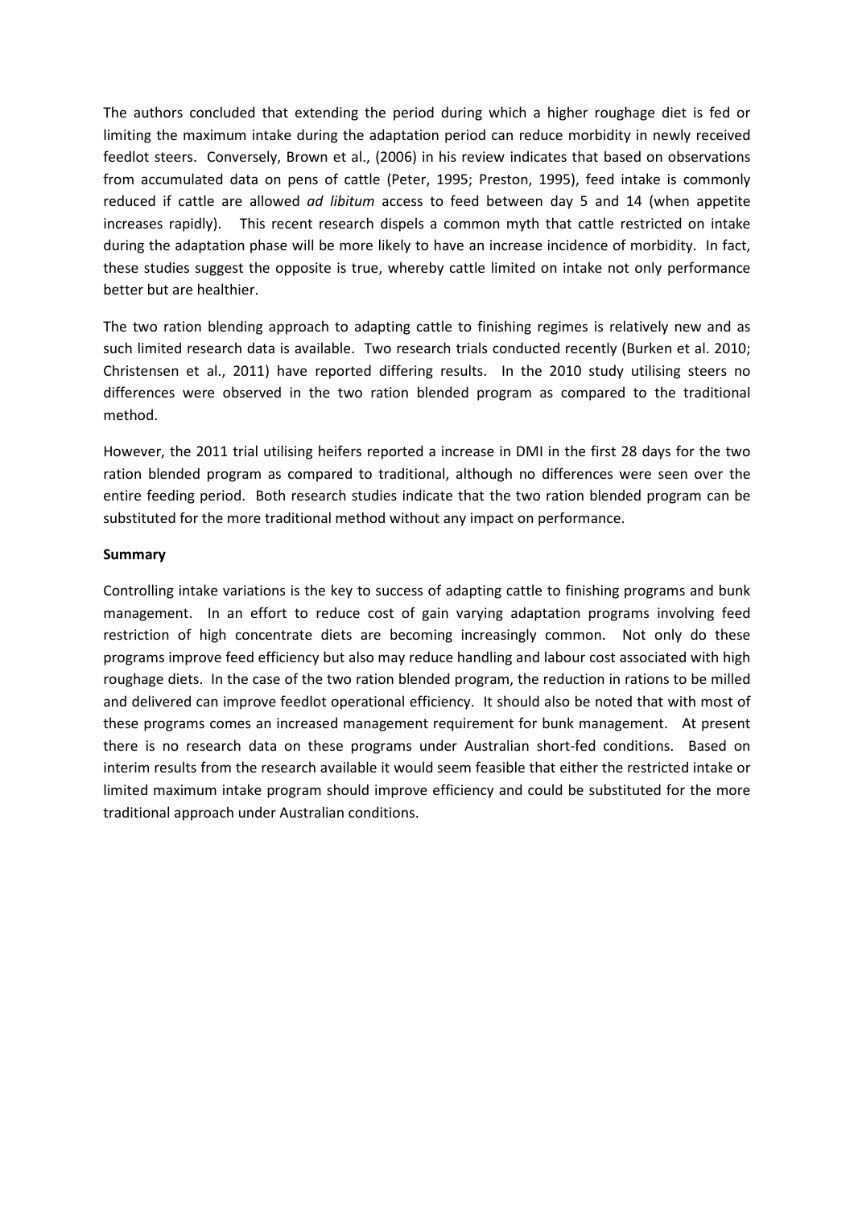The authors concluded that extending the period during which a higher roughage diet is fed or limiting the maximum intake during the adaptation period can reduce morbidity in newly received feedlot steers. Conversely, Brown et al., (2006) in his review indicates that based on observations from accumulated data on pens of cattle (Peter, 1995; Preston, 1995), feed intake is commonly reduced if cattle are allowed *ad libitum* access to feed between day 5 and 14 (when appetite increases rapidly). This recent research dispels a common myth that cattle restricted on intake during the adaptation phase will be more likely to have an increase incidence of morbidity. In fact, these studies suggest the opposite is true, whereby cattle limited on intake not only performance better but are healthier.

The two ration blending approach to adapting cattle to finishing regimes is relatively new and as such limited research data is available. Two research trials conducted recently (Burken et al. 2010; Christensen et al., 2011) have reported differing results. In the 2010 study utilising steers no differences were observed in the two ration blended program as compared to the traditional method.

However, the 2011 trial utilising heifers reported a increase in DMI in the first 28 days for the two ration blended program as compared to traditional, although no differences were seen over the entire feeding period. Both research studies indicate that the two ration blended program can be substituted for the more traditional method without any impact on performance.

**Summary**

Controlling intake variations is the key to success of adapting cattle to finishing programs and bunk management. In an effort to reduce cost of gain varying adaptation programs involving feed restriction of high concentrate diets are becoming increasingly common. Not only do these programs improve feed efficiency but also may reduce handling and labour cost associated with high roughage diets. In the case of the two ration blended program, the reduction in rations to be milled and delivered can improve feedlot operational efficiency. It should also be noted that with most of these programs comes an increased management requirement for bunk management. At present there is no research data on these programs under Australian short-fed conditions. Based on interim results from the research available it would seem feasible that either the restricted intake or limited maximum intake program should improve efficiency and could be substituted for the more traditional approach under Australian conditions.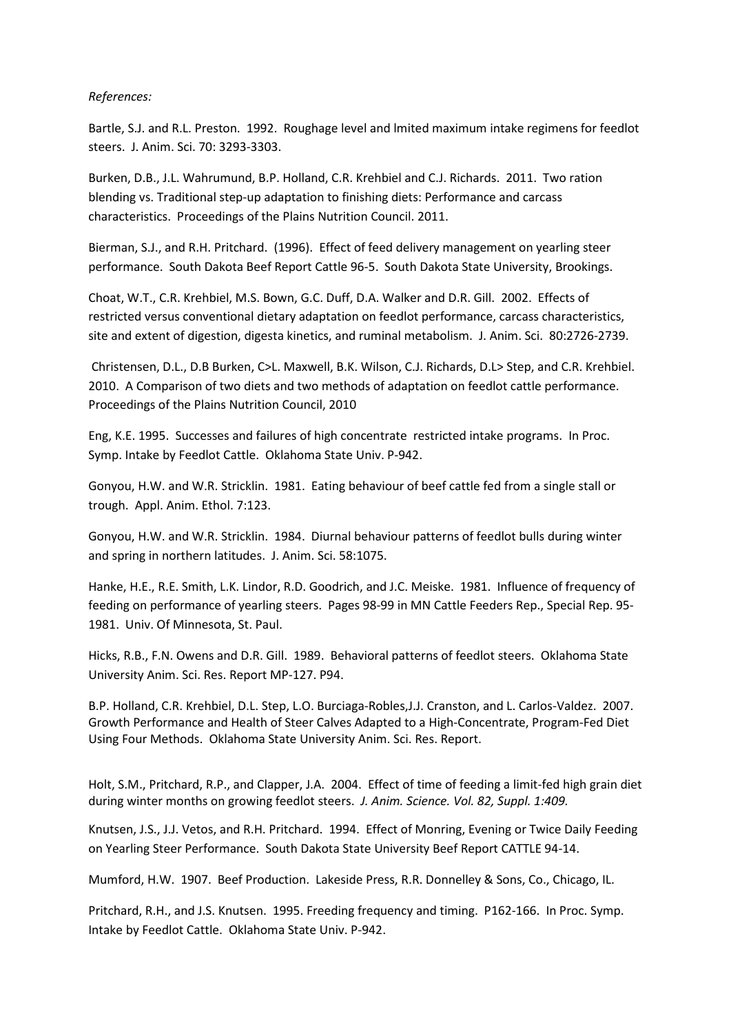*References:*

Bartle, S.J. and R.L. Preston. 1992. Roughage level and lmited maximum intake regimens for feedlot steers. J. Anim. Sci. 70: 3293-3303.

Burken, D.B., J.L. Wahrumund, B.P. Holland, C.R. Krehbiel and C.J. Richards. 2011. Two ration blending vs. Traditional step-up adaptation to finishing diets: Performance and carcass characteristics. Proceedings of the Plains Nutrition Council. 2011.

Bierman, S.J., and R.H. Pritchard. (1996). Effect of feed delivery management on yearling steer performance. South Dakota Beef Report Cattle 96-5. South Dakota State University, Brookings.

Choat, W.T., C.R. Krehbiel, M.S. Bown, G.C. Duff, D.A. Walker and D.R. Gill. 2002. Effects of restricted versus conventional dietary adaptation on feedlot performance, carcass characteristics, site and extent of digestion, digesta kinetics, and ruminal metabolism. J. Anim. Sci. 80:2726-2739.

Christensen, D.L., D.B Burken, C>L. Maxwell, B.K. Wilson, C.J. Richards, D.L> Step, and C.R. Krehbiel. 2010. A Comparison of two diets and two methods of adaptation on feedlot cattle performance. Proceedings of the Plains Nutrition Council, 2010

Eng, K.E. 1995. Successes and failures of high concentrate restricted intake programs. In Proc. Symp. Intake by Feedlot Cattle. Oklahoma State Univ. P-942.

Gonyou, H.W. and W.R. Stricklin. 1981. Eating behaviour of beef cattle fed from a single stall or trough. Appl. Anim. Ethol. 7:123.

Gonyou, H.W. and W.R. Stricklin. 1984. Diurnal behaviour patterns of feedlot bulls during winter and spring in northern latitudes. J. Anim. Sci. 58:1075.

Hanke, H.E., R.E. Smith, L.K. Lindor, R.D. Goodrich, and J.C. Meiske. 1981. Influence of frequency of feeding on performance of yearling steers. Pages 98-99 in MN Cattle Feeders Rep., Special Rep. 95-1981. Univ. Of Minnesota, St. Paul.

Hicks, R.B., F.N. Owens and D.R. Gill. 1989. Behavioral patterns of feedlot steers. Oklahoma State University Anim. Sci. Res. Report MP-127. P94.

B.P. Holland, C.R. Krehbiel, D.L. Step, L.O. Burciaga-Robles,J.J. Cranston, and L. Carlos-Valdez. 2007. Growth Performance and Health of Steer Calves Adapted to a High-Concentrate, Program-Fed Diet Using Four Methods. Oklahoma State University Anim. Sci. Res. Report.

Holt, S.M., Pritchard, R.P., and Clapper, J.A. 2004. Effect of time of feeding a limit-fed high grain diet during winter months on growing feedlot steers. *J. Anim. Science. Vol. 82, Suppl. 1:409.*

Knutsen, J.S., J.J. Vetos, and R.H. Pritchard. 1994. Effect of Monring, Evening or Twice Daily Feeding on Yearling Steer Performance. South Dakota State University Beef Report CATTLE 94-14.

Mumford, H.W. 1907. Beef Production. Lakeside Press, R.R. Donnelley & Sons, Co., Chicago, IL.

Pritchard, R.H., and J.S. Knutsen. 1995. Freeding frequency and timing. P162-166. In Proc. Symp. Intake by Feedlot Cattle. Oklahoma State Univ. P-942.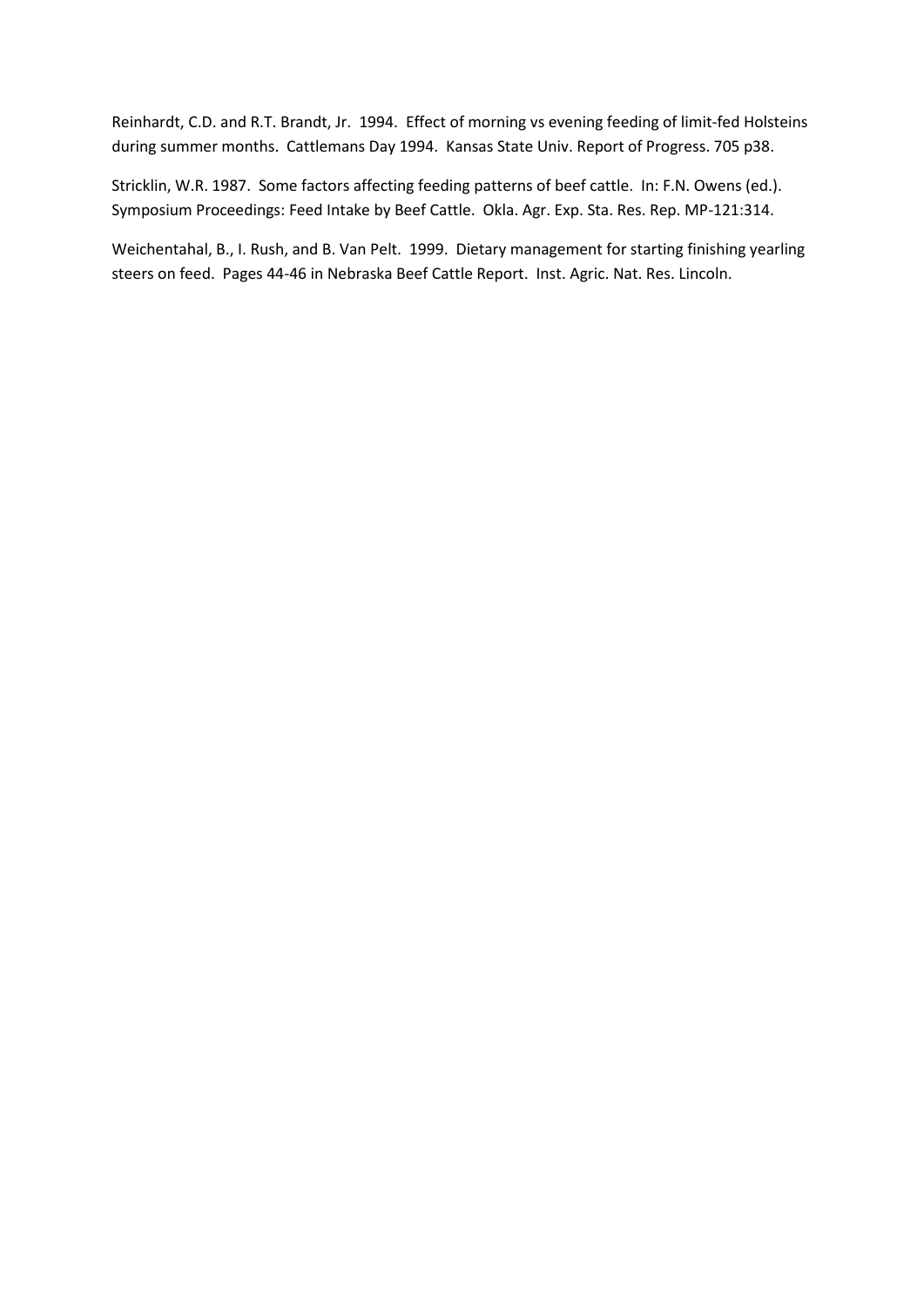Reinhardt, C.D. and R.T. Brandt, Jr. 1994. Effect of morning vs evening feeding of limit-fed Holsteins during summer months. Cattlemans Day 1994. Kansas State Univ. Report of Progress. 705 p38.

Stricklin, W.R. 1987. Some factors affecting feeding patterns of beef cattle. In: F.N. Owens (ed.). Symposium Proceedings: Feed Intake by Beef Cattle. Okla. Agr. Exp. Sta. Res. Rep. MP-121:314.

Weichentahal, B., I. Rush, and B. Van Pelt. 1999. Dietary management for starting finishing yearling steers on feed. Pages 44-46 in Nebraska Beef Cattle Report. Inst. Agric. Nat. Res. Lincoln.